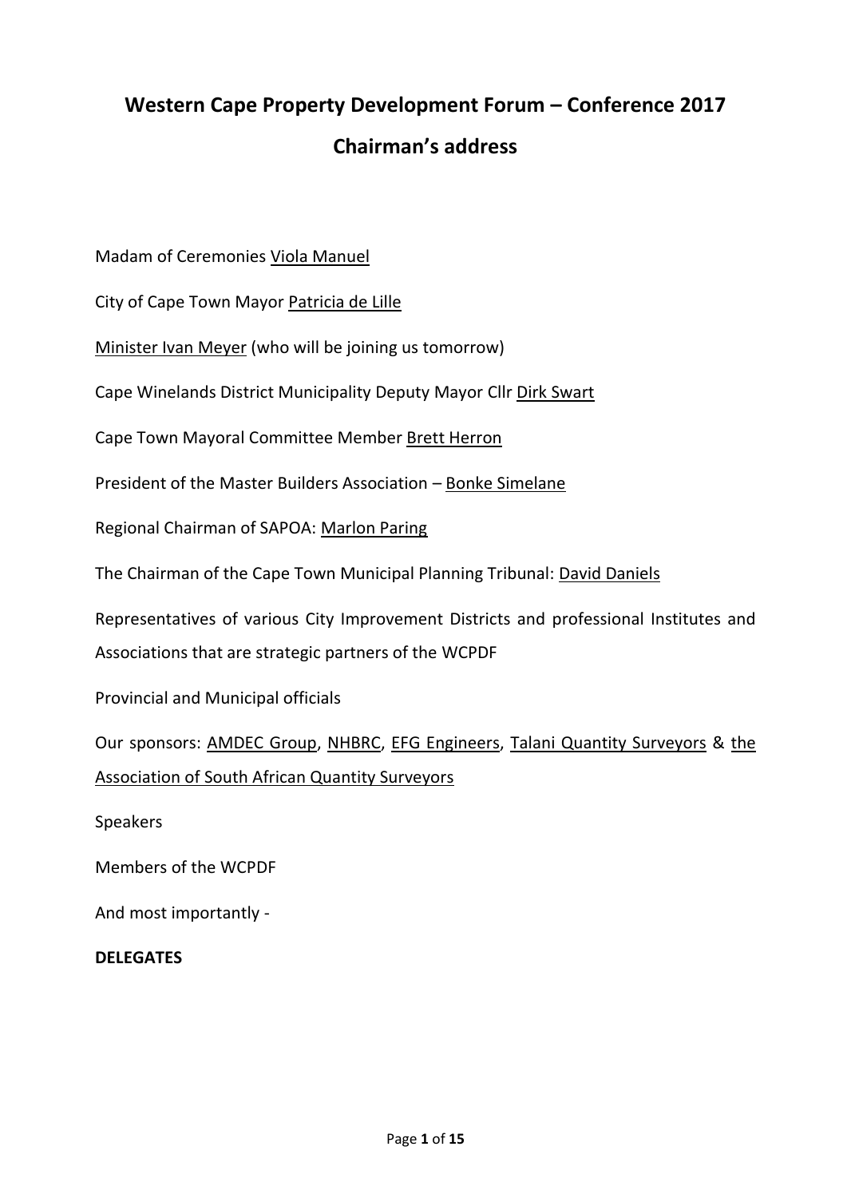# Western Cape Property Development Forum – Conference 2017

## Chairman's address

Madam of Ceremonies Viola Manuel

City of Cape Town Mayor Patricia de Lille

Minister Ivan Meyer (who will be joining us tomorrow)

Cape Winelands District Municipality Deputy Mayor Cllr Dirk Swart

Cape Town Mayoral Committee Member Brett Herron

President of the Master Builders Association – Bonke Simelane

Regional Chairman of SAPOA: Marlon Paring

The Chairman of the Cape Town Municipal Planning Tribunal: David Daniels

Representatives of various City Improvement Districts and professional Institutes and Associations that are strategic partners of the WCPDF

Provincial and Municipal officials

Our sponsors: AMDEC Group, NHBRC, EFG Engineers, Talani Quantity Surveyors & the Association of South African Quantity Surveyors

Speakers

Members of the WCPDF

And most importantly -

**DELEGATES**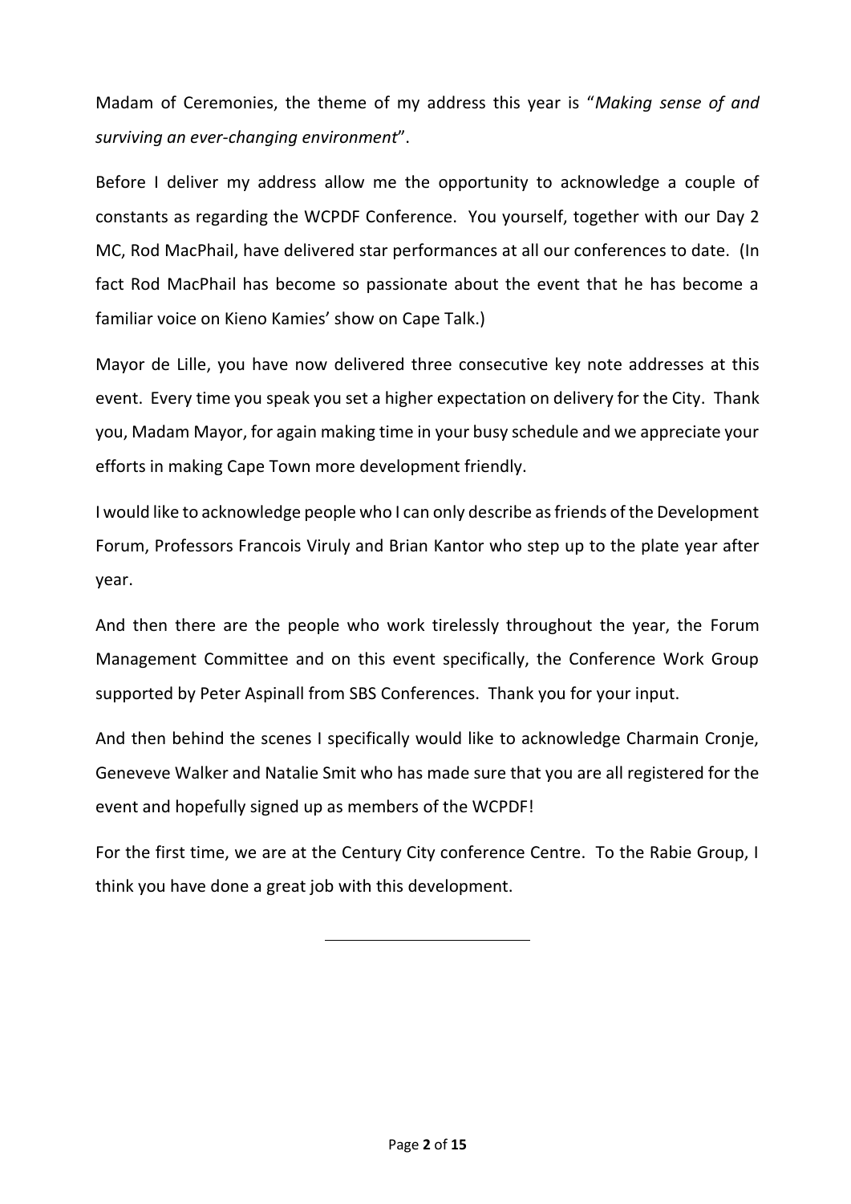Madam of Ceremonies, the theme of my address this year is "*Making sense of and surviving an ever-changing environment*".

Before I deliver my address allow me the opportunity to acknowledge a couple of constants as regarding the WCPDF Conference. You yourself, together with our Day 2 MC, Rod MacPhail, have delivered star performances at all our conferences to date. (In fact Rod MacPhail has become so passionate about the event that he has become a familiar voice on Kieno Kamies' show on Cape Talk.)

Mayor de Lille, you have now delivered three consecutive key note addresses at this event. Every time you speak you set a higher expectation on delivery for the City. Thank you, Madam Mayor, for again making time in your busy schedule and we appreciate your efforts in making Cape Town more development friendly.

I would like to acknowledge people who I can only describe as friends of the Development Forum, Professors Francois Viruly and Brian Kantor who step up to the plate year after year.

And then there are the people who work tirelessly throughout the year, the Forum Management Committee and on this event specifically, the Conference Work Group supported by Peter Aspinall from SBS Conferences. Thank you for your input.

And then behind the scenes I specifically would like to acknowledge Charmain Cronje, Geneveve Walker and Natalie Smit who has made sure that you are all registered for the event and hopefully signed up as members of the WCPDF!

For the first time, we are at the Century City conference Centre. To the Rabie Group, I think you have done a great job with this development.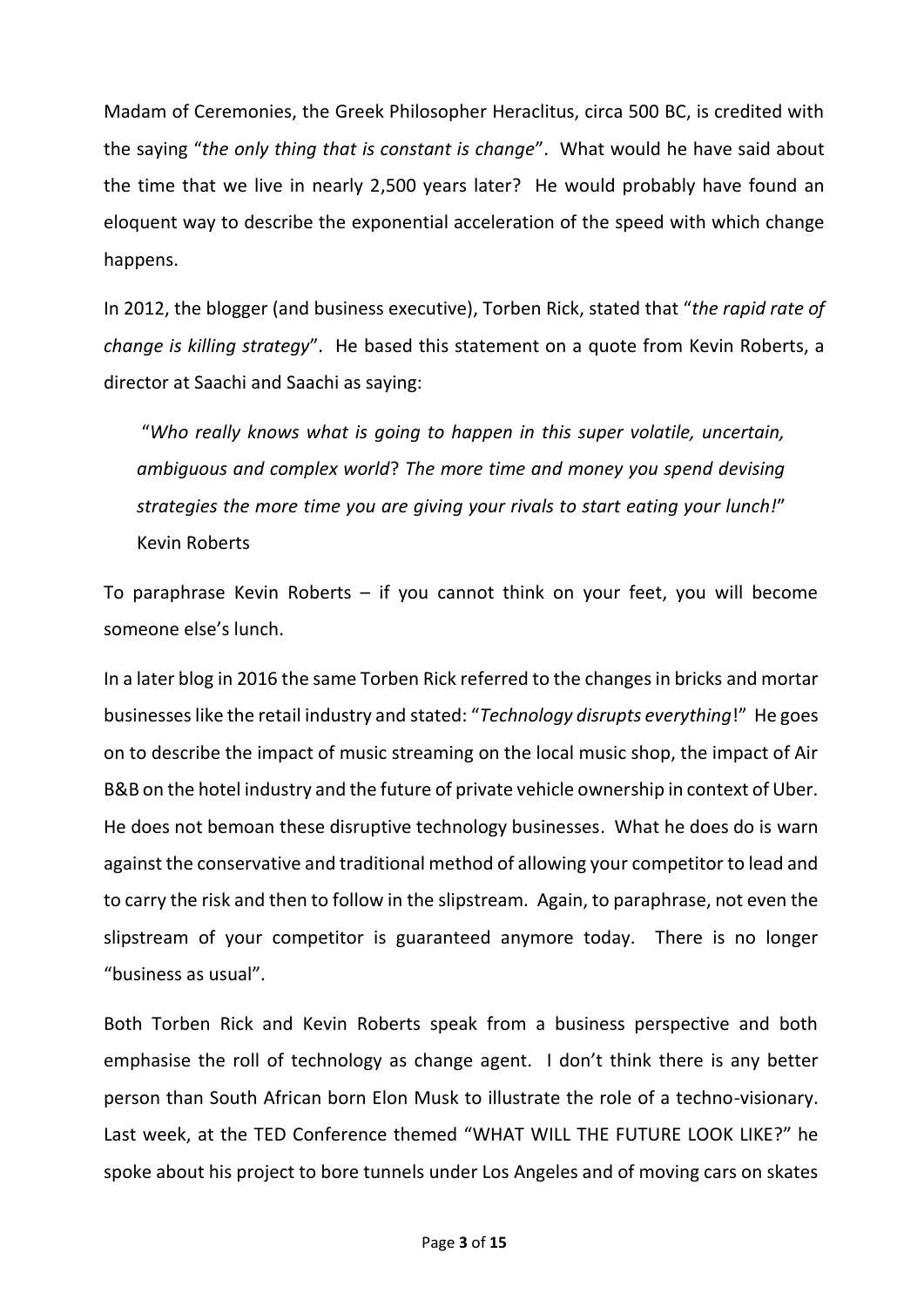Madam of Ceremonies, the Greek Philosopher Heraclitus, circa 500 BC, is credited with the saying "*the only thing that is constant is change*". What would he have said about the time that we live in nearly 2,500 years later? He would probably have found an eloquent way to describe the exponential acceleration of the speed with which change happens.

In 2012, the blogger (and business executive), Torben Rick, stated that "*the rapid rate of change is killing strategy*". He based this statement on a quote from Kevin Roberts, a director at Saachi and Saachi as saying:

> "*Who really knows what is going to happen in this super volatile, uncertain, ambiguous and complex world*? *The more time and money you spend devising strategies the more time you are giving your rivals to start eating your lunch!*"
> Kevin Roberts

To paraphrase Kevin Roberts – if you cannot think on your feet, you will become someone else's lunch.

In a later blog in 2016 the same Torben Rick referred to the changes in bricks and mortar businesses like the retail industry and stated: "*Technology disrupts everything*!" He goes on to describe the impact of music streaming on the local music shop, the impact of Air B&B on the hotel industry and the future of private vehicle ownership in context of Uber. He does not bemoan these disruptive technology businesses. What he does do is warn against the conservative and traditional method of allowing your competitor to lead and to carry the risk and then to follow in the slipstream. Again, to paraphrase, not even the slipstream of your competitor is guaranteed anymore today. There is no longer "business as usual".

Both Torben Rick and Kevin Roberts speak from a business perspective and both emphasise the roll of technology as change agent. I don't think there is any better person than South African born Elon Musk to illustrate the role of a techno-visionary. Last week, at the TED Conference themed "WHAT WILL THE FUTURE LOOK LIKE?" he spoke about his project to bore tunnels under Los Angeles and of moving cars on skates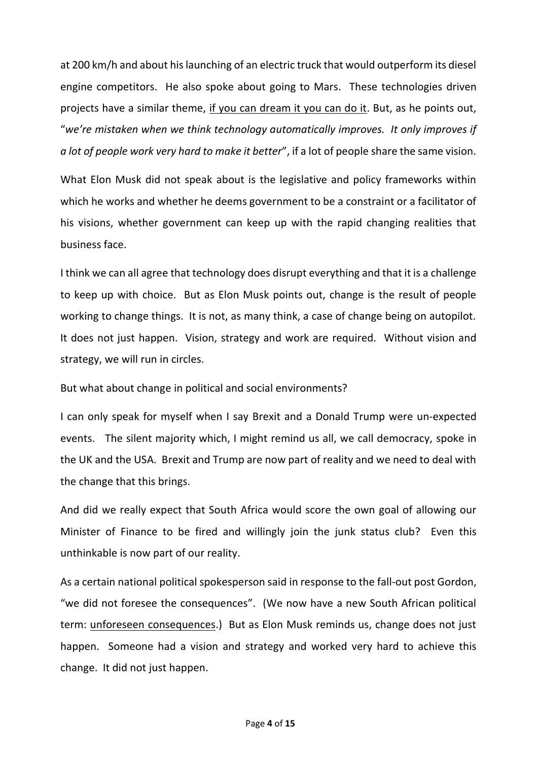at 200 km/h and about his launching of an electric truck that would outperform its diesel engine competitors. He also spoke about going to Mars. These technologies driven projects have a similar theme, <u>if you can dream it you can do it</u>. But, as he points out, "*we're mistaken when we think technology automatically improves. It only improves if a lot of people work very hard to make it better*", if a lot of people share the same vision.

What Elon Musk did not speak about is the legislative and policy frameworks within which he works and whether he deems government to be a constraint or a facilitator of his visions, whether government can keep up with the rapid changing realities that business face.

I think we can all agree that technology does disrupt everything and that it is a challenge to keep up with choice. But as Elon Musk points out, change is the result of people working to change things. It is not, as many think, a case of change being on autopilot. It does not just happen. Vision, strategy and work are required. Without vision and strategy, we will run in circles.

But what about change in political and social environments?

I can only speak for myself when I say Brexit and a Donald Trump were un-expected events. The silent majority which, I might remind us all, we call democracy, spoke in the UK and the USA. Brexit and Trump are now part of reality and we need to deal with the change that this brings.

And did we really expect that South Africa would score the own goal of allowing our Minister of Finance to be fired and willingly join the junk status club? Even this unthinkable is now part of our reality.

As a certain national political spokesperson said in response to the fall-out post Gordon, "we did not foresee the consequences". (We now have a new South African political term: <u>unforeseen consequences</u>.) But as Elon Musk reminds us, change does not just happen. Someone had a vision and strategy and worked very hard to achieve this change. It did not just happen.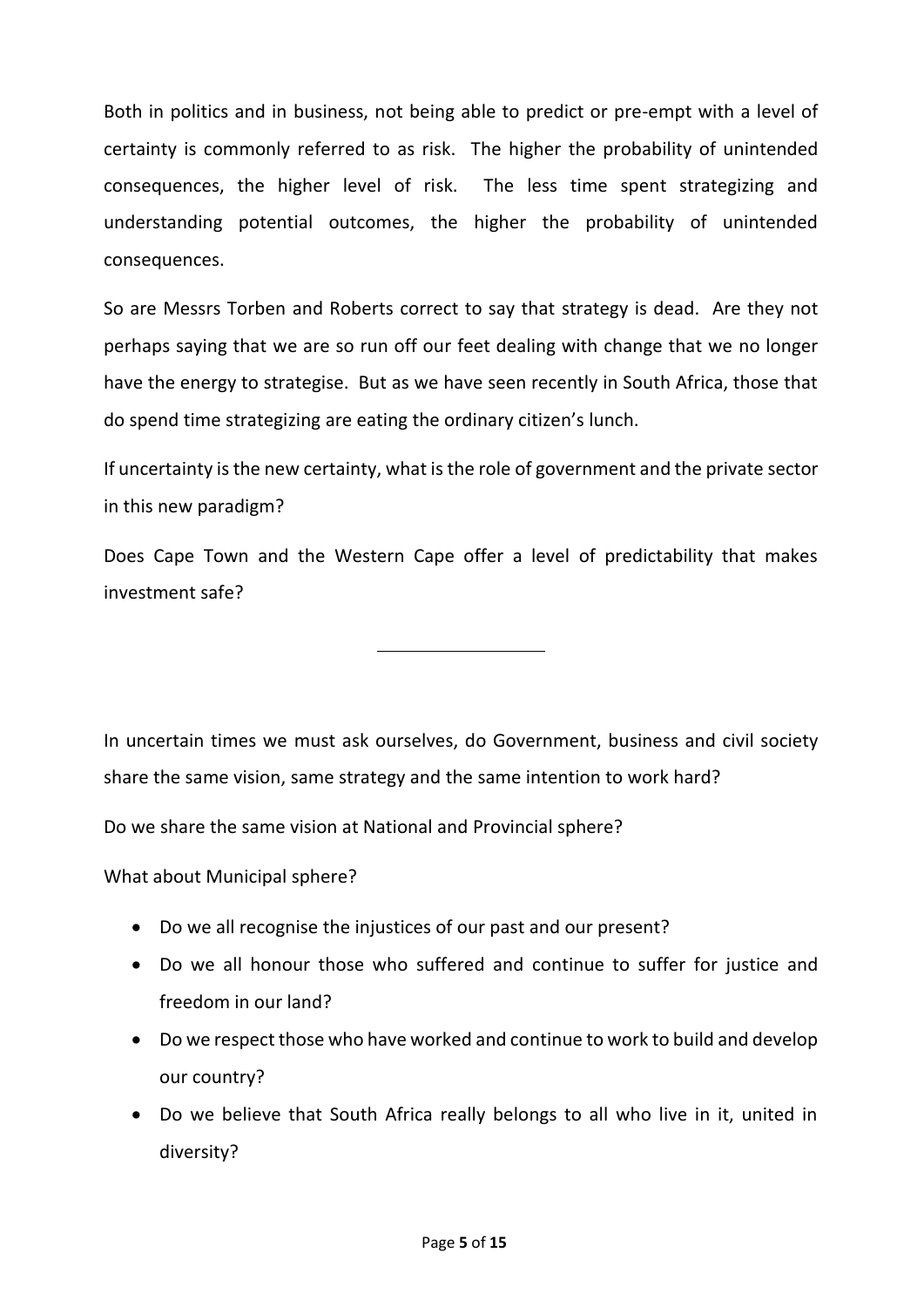Both in politics and in business, not being able to predict or pre-empt with a level of certainty is commonly referred to as risk. The higher the probability of unintended consequences, the higher level of risk. The less time spent strategizing and understanding potential outcomes, the higher the probability of unintended consequences.

So are Messrs Torben and Roberts correct to say that strategy is dead. Are they not perhaps saying that we are so run off our feet dealing with change that we no longer have the energy to strategise. But as we have seen recently in South Africa, those that do spend time strategizing are eating the ordinary citizen's lunch.

If uncertainty is the new certainty, what is the role of government and the private sector in this new paradigm?

Does Cape Town and the Western Cape offer a level of predictability that makes investment safe?

---

In uncertain times we must ask ourselves, do Government, business and civil society share the same vision, same strategy and the same intention to work hard?

Do we share the same vision at National and Provincial sphere?

What about Municipal sphere?

- Do we all recognise the injustices of our past and our present?
- Do we all honour those who suffered and continue to suffer for justice and freedom in our land?
- Do we respect those who have worked and continue to work to build and develop our country?
- Do we believe that South Africa really belongs to all who live in it, united in diversity?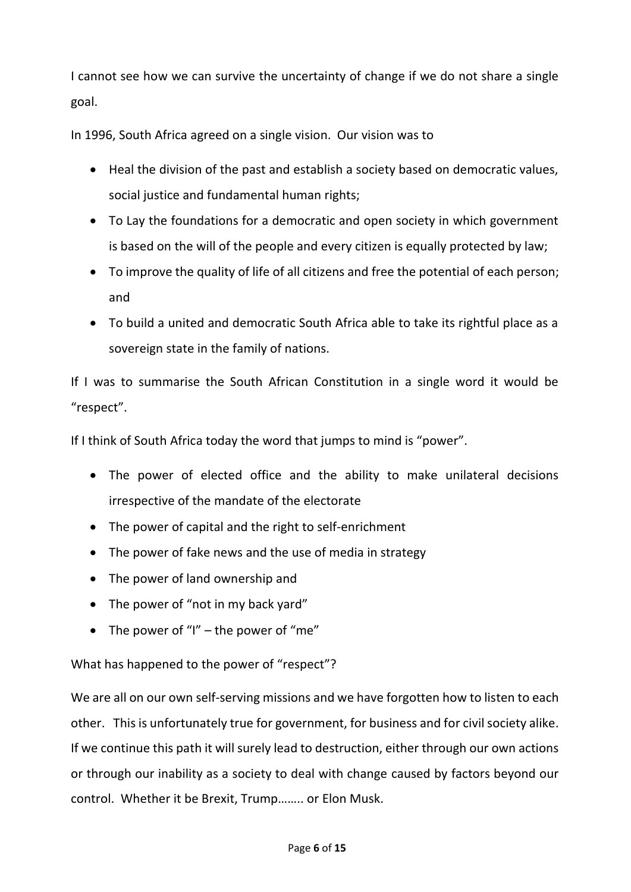I cannot see how we can survive the uncertainty of change if we do not share a single goal.

In 1996, South Africa agreed on a single vision. Our vision was to

- Heal the division of the past and establish a society based on democratic values, social justice and fundamental human rights;
- To Lay the foundations for a democratic and open society in which government is based on the will of the people and every citizen is equally protected by law;
- To improve the quality of life of all citizens and free the potential of each person; and
- To build a united and democratic South Africa able to take its rightful place as a sovereign state in the family of nations.

If I was to summarise the South African Constitution in a single word it would be "respect".

If I think of South Africa today the word that jumps to mind is "power".

- The power of elected office and the ability to make unilateral decisions irrespective of the mandate of the electorate
- The power of capital and the right to self-enrichment
- The power of fake news and the use of media in strategy
- The power of land ownership and
- The power of "not in my back yard"
- The power of "I" – the power of "me"

What has happened to the power of "respect"?

We are all on our own self-serving missions and we have forgotten how to listen to each other. This is unfortunately true for government, for business and for civil society alike. If we continue this path it will surely lead to destruction, either through our own actions or through our inability as a society to deal with change caused by factors beyond our control. Whether it be Brexit, Trump…….. or Elon Musk.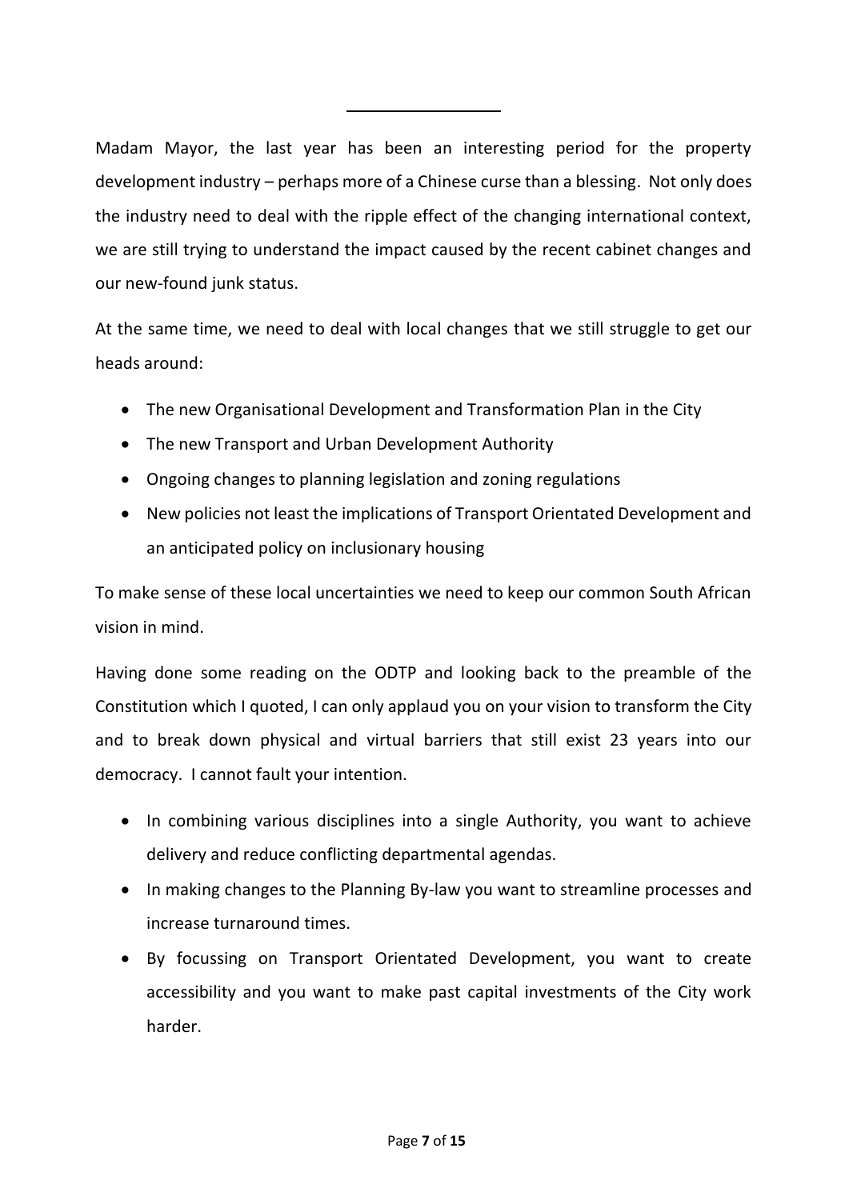---

Madam Mayor, the last year has been an interesting period for the property development industry – perhaps more of a Chinese curse than a blessing. Not only does the industry need to deal with the ripple effect of the changing international context, we are still trying to understand the impact caused by the recent cabinet changes and our new-found junk status.

At the same time, we need to deal with local changes that we still struggle to get our heads around:

- The new Organisational Development and Transformation Plan in the City
- The new Transport and Urban Development Authority
- Ongoing changes to planning legislation and zoning regulations
- New policies not least the implications of Transport Orientated Development and an anticipated policy on inclusionary housing

To make sense of these local uncertainties we need to keep our common South African vision in mind.

Having done some reading on the ODTP and looking back to the preamble of the Constitution which I quoted, I can only applaud you on your vision to transform the City and to break down physical and virtual barriers that still exist 23 years into our democracy. I cannot fault your intention.

- In combining various disciplines into a single Authority, you want to achieve delivery and reduce conflicting departmental agendas.
- In making changes to the Planning By-law you want to streamline processes and increase turnaround times.
- By focussing on Transport Orientated Development, you want to create accessibility and you want to make past capital investments of the City work harder.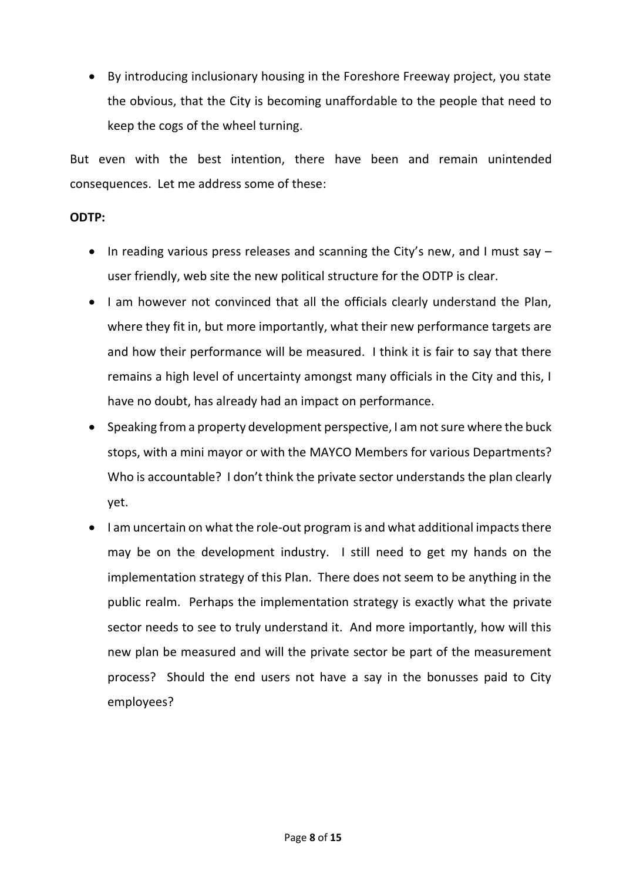- By introducing inclusionary housing in the Foreshore Freeway project, you state the obvious, that the City is becoming unaffordable to the people that need to keep the cogs of the wheel turning.

But even with the best intention, there have been and remain unintended consequences. Let me address some of these:

**ODTP:**

- In reading various press releases and scanning the City's new, and I must say – user friendly, web site the new political structure for the ODTP is clear.
- I am however not convinced that all the officials clearly understand the Plan, where they fit in, but more importantly, what their new performance targets are and how their performance will be measured. I think it is fair to say that there remains a high level of uncertainty amongst many officials in the City and this, I have no doubt, has already had an impact on performance.
- Speaking from a property development perspective, I am not sure where the buck stops, with a mini mayor or with the MAYCO Members for various Departments? Who is accountable? I don't think the private sector understands the plan clearly yet.
- I am uncertain on what the role-out program is and what additional impacts there may be on the development industry. I still need to get my hands on the implementation strategy of this Plan. There does not seem to be anything in the public realm. Perhaps the implementation strategy is exactly what the private sector needs to see to truly understand it. And more importantly, how will this new plan be measured and will the private sector be part of the measurement process? Should the end users not have a say in the bonusses paid to City employees?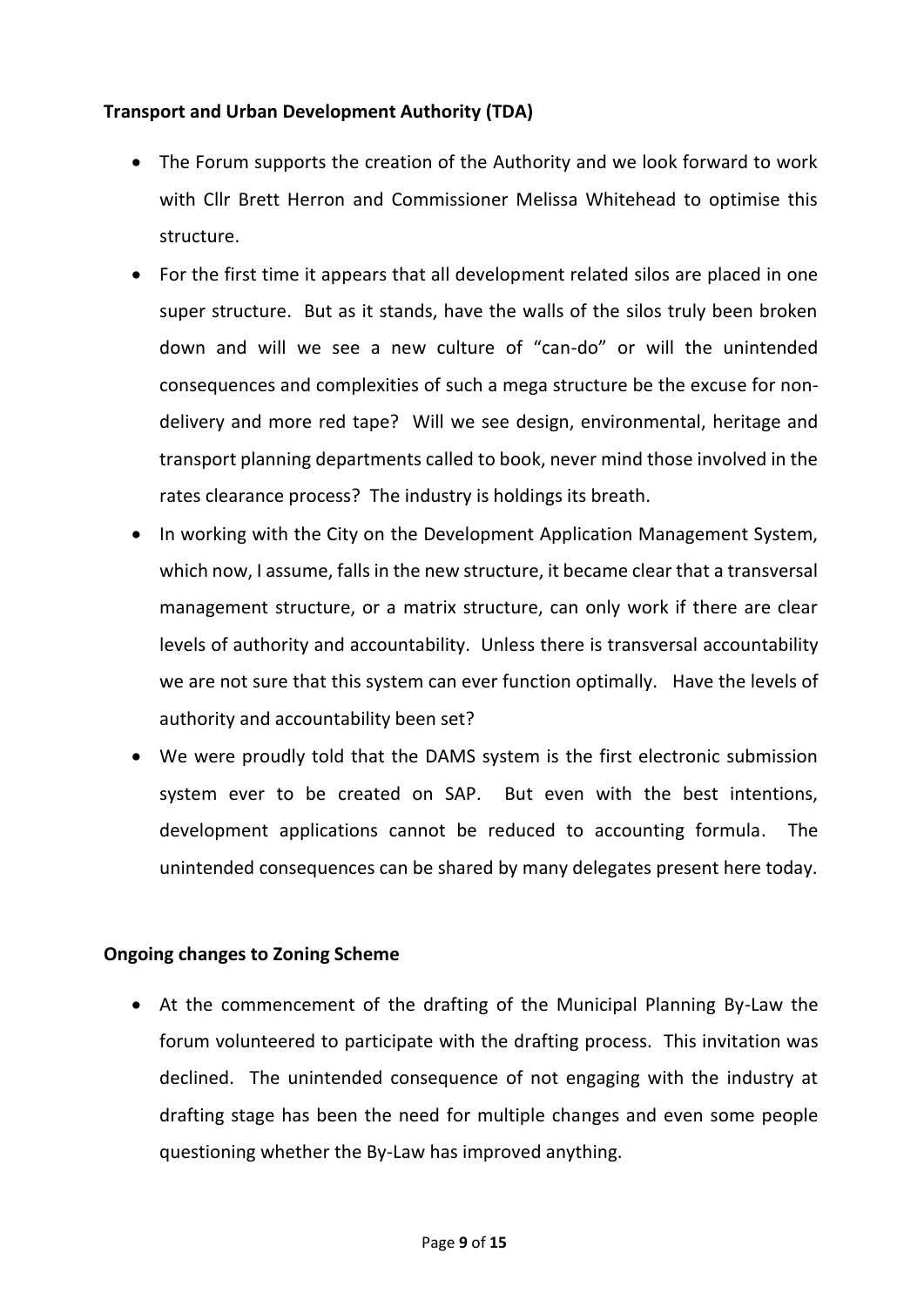**Transport and Urban Development Authority (TDA)**

- The Forum supports the creation of the Authority and we look forward to work with Cllr Brett Herron and Commissioner Melissa Whitehead to optimise this structure.
- For the first time it appears that all development related silos are placed in one super structure. But as it stands, have the walls of the silos truly been broken down and will we see a new culture of "can-do" or will the unintended consequences and complexities of such a mega structure be the excuse for non-delivery and more red tape? Will we see design, environmental, heritage and transport planning departments called to book, never mind those involved in the rates clearance process? The industry is holdings its breath.
- In working with the City on the Development Application Management System, which now, I assume, falls in the new structure, it became clear that a transversal management structure, or a matrix structure, can only work if there are clear levels of authority and accountability. Unless there is transversal accountability we are not sure that this system can ever function optimally. Have the levels of authority and accountability been set?
- We were proudly told that the DAMS system is the first electronic submission system ever to be created on SAP. But even with the best intentions, development applications cannot be reduced to accounting formula. The unintended consequences can be shared by many delegates present here today.

**Ongoing changes to Zoning Scheme**

- At the commencement of the drafting of the Municipal Planning By-Law the forum volunteered to participate with the drafting process. This invitation was declined. The unintended consequence of not engaging with the industry at drafting stage has been the need for multiple changes and even some people questioning whether the By-Law has improved anything.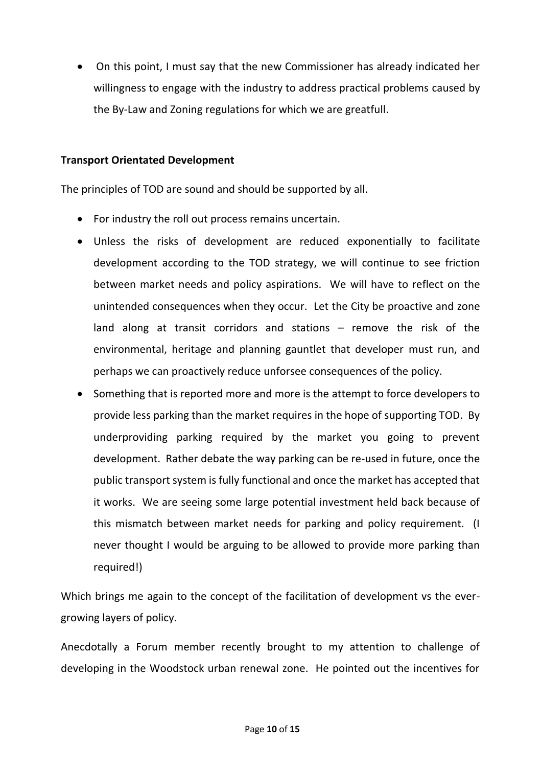- On this point, I must say that the new Commissioner has already indicated her willingness to engage with the industry to address practical problems caused by the By-Law and Zoning regulations for which we are greatfull.

**Transport Orientated Development**

The principles of TOD are sound and should be supported by all.

- For industry the roll out process remains uncertain.
- Unless the risks of development are reduced exponentially to facilitate development according to the TOD strategy, we will continue to see friction between market needs and policy aspirations. We will have to reflect on the unintended consequences when they occur. Let the City be proactive and zone land along at transit corridors and stations – remove the risk of the environmental, heritage and planning gauntlet that developer must run, and perhaps we can proactively reduce unforsee consequences of the policy.
- Something that is reported more and more is the attempt to force developers to provide less parking than the market requires in the hope of supporting TOD. By underproviding parking required by the market you going to prevent development. Rather debate the way parking can be re-used in future, once the public transport system is fully functional and once the market has accepted that it works. We are seeing some large potential investment held back because of this mismatch between market needs for parking and policy requirement. (I never thought I would be arguing to be allowed to provide more parking than required!)

Which brings me again to the concept of the facilitation of development vs the ever-growing layers of policy.

Anecdotally a Forum member recently brought to my attention to challenge of developing in the Woodstock urban renewal zone. He pointed out the incentives for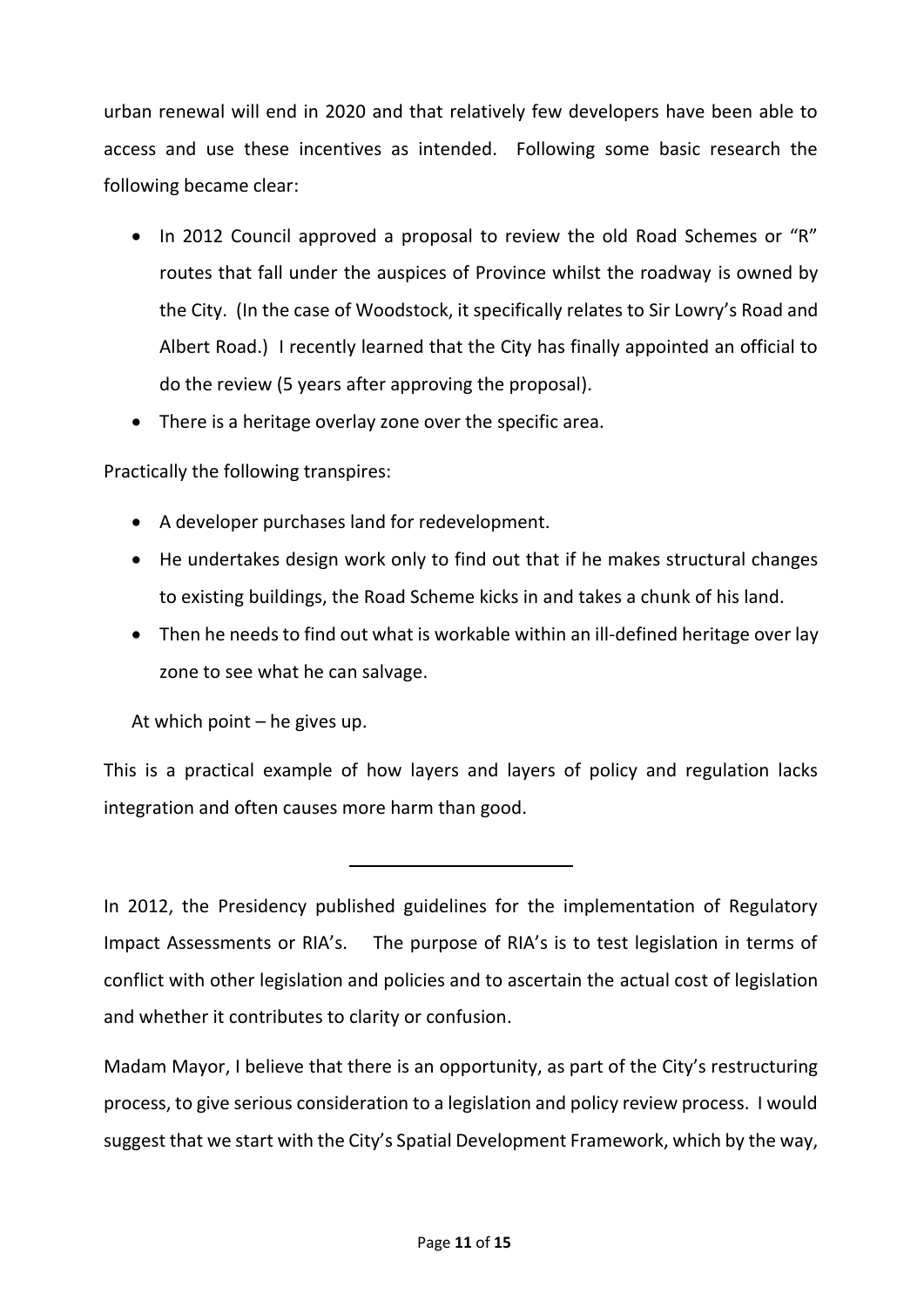urban renewal will end in 2020 and that relatively few developers have been able to access and use these incentives as intended. Following some basic research the following became clear:

- In 2012 Council approved a proposal to review the old Road Schemes or "R" routes that fall under the auspices of Province whilst the roadway is owned by the City. (In the case of Woodstock, it specifically relates to Sir Lowry's Road and Albert Road.) I recently learned that the City has finally appointed an official to do the review (5 years after approving the proposal).
- There is a heritage overlay zone over the specific area.

Practically the following transpires:

- A developer purchases land for redevelopment.
- He undertakes design work only to find out that if he makes structural changes to existing buildings, the Road Scheme kicks in and takes a chunk of his land.
- Then he needs to find out what is workable within an ill-defined heritage over lay zone to see what he can salvage.

At which point – he gives up.

This is a practical example of how layers and layers of policy and regulation lacks integration and often causes more harm than good.

---

In 2012, the Presidency published guidelines for the implementation of Regulatory Impact Assessments or RIA's. The purpose of RIA's is to test legislation in terms of conflict with other legislation and policies and to ascertain the actual cost of legislation and whether it contributes to clarity or confusion.

Madam Mayor, I believe that there is an opportunity, as part of the City's restructuring process, to give serious consideration to a legislation and policy review process. I would suggest that we start with the City's Spatial Development Framework, which by the way,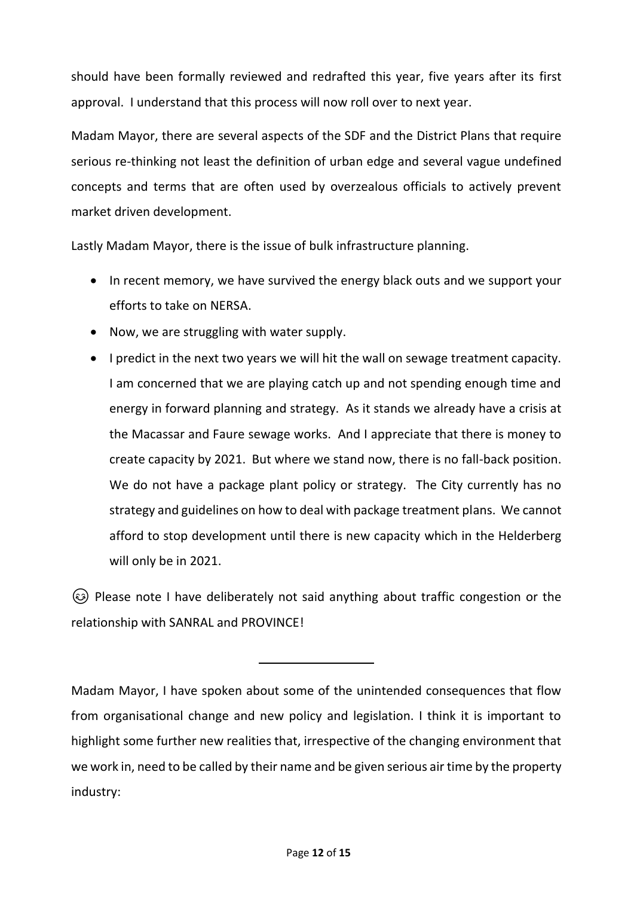should have been formally reviewed and redrafted this year, five years after its first approval. I understand that this process will now roll over to next year.

Madam Mayor, there are several aspects of the SDF and the District Plans that require serious re-thinking not least the definition of urban edge and several vague undefined concepts and terms that are often used by overzealous officials to actively prevent market driven development.

Lastly Madam Mayor, there is the issue of bulk infrastructure planning.

- In recent memory, we have survived the energy black outs and we support your efforts to take on NERSA.
- Now, we are struggling with water supply.
- I predict in the next two years we will hit the wall on sewage treatment capacity. I am concerned that we are playing catch up and not spending enough time and energy in forward planning and strategy. As it stands we already have a crisis at the Macassar and Faure sewage works. And I appreciate that there is money to create capacity by 2021. But where we stand now, there is no fall-back position. We do not have a package plant policy or strategy. The City currently has no strategy and guidelines on how to deal with package treatment plans. We cannot afford to stop development until there is new capacity which in the Helderberg will only be in 2021.

😉 Please note I have deliberately not said anything about traffic congestion or the relationship with SANRAL and PROVINCE!

---

Madam Mayor, I have spoken about some of the unintended consequences that flow from organisational change and new policy and legislation. I think it is important to highlight some further new realities that, irrespective of the changing environment that we work in, need to be called by their name and be given serious air time by the property industry: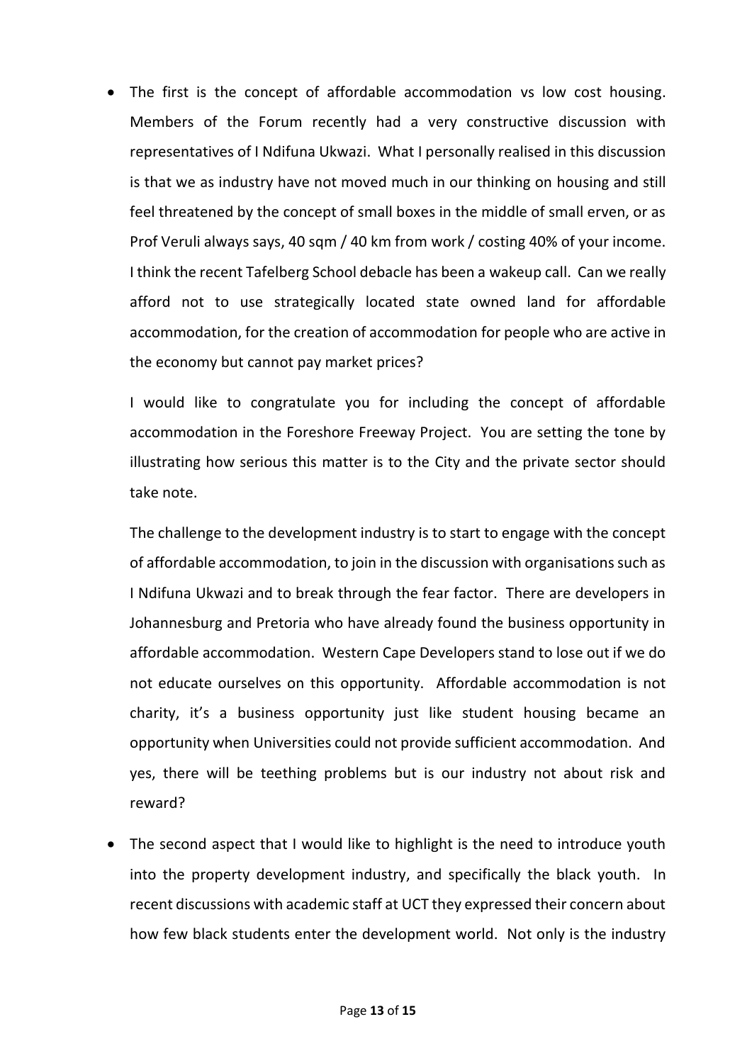- The first is the concept of affordable accommodation vs low cost housing. Members of the Forum recently had a very constructive discussion with representatives of I Ndifuna Ukwazi. What I personally realised in this discussion is that we as industry have not moved much in our thinking on housing and still feel threatened by the concept of small boxes in the middle of small erven, or as Prof Veruli always says, 40 sqm / 40 km from work / costing 40% of your income. I think the recent Tafelberg School debacle has been a wakeup call. Can we really afford not to use strategically located state owned land for affordable accommodation, for the creation of accommodation for people who are active in the economy but cannot pay market prices?

  I would like to congratulate you for including the concept of affordable accommodation in the Foreshore Freeway Project. You are setting the tone by illustrating how serious this matter is to the City and the private sector should take note.

  The challenge to the development industry is to start to engage with the concept of affordable accommodation, to join in the discussion with organisations such as I Ndifuna Ukwazi and to break through the fear factor. There are developers in Johannesburg and Pretoria who have already found the business opportunity in affordable accommodation. Western Cape Developers stand to lose out if we do not educate ourselves on this opportunity. Affordable accommodation is not charity, it's a business opportunity just like student housing became an opportunity when Universities could not provide sufficient accommodation. And yes, there will be teething problems but is our industry not about risk and reward?

- The second aspect that I would like to highlight is the need to introduce youth into the property development industry, and specifically the black youth. In recent discussions with academic staff at UCT they expressed their concern about how few black students enter the development world. Not only is the industry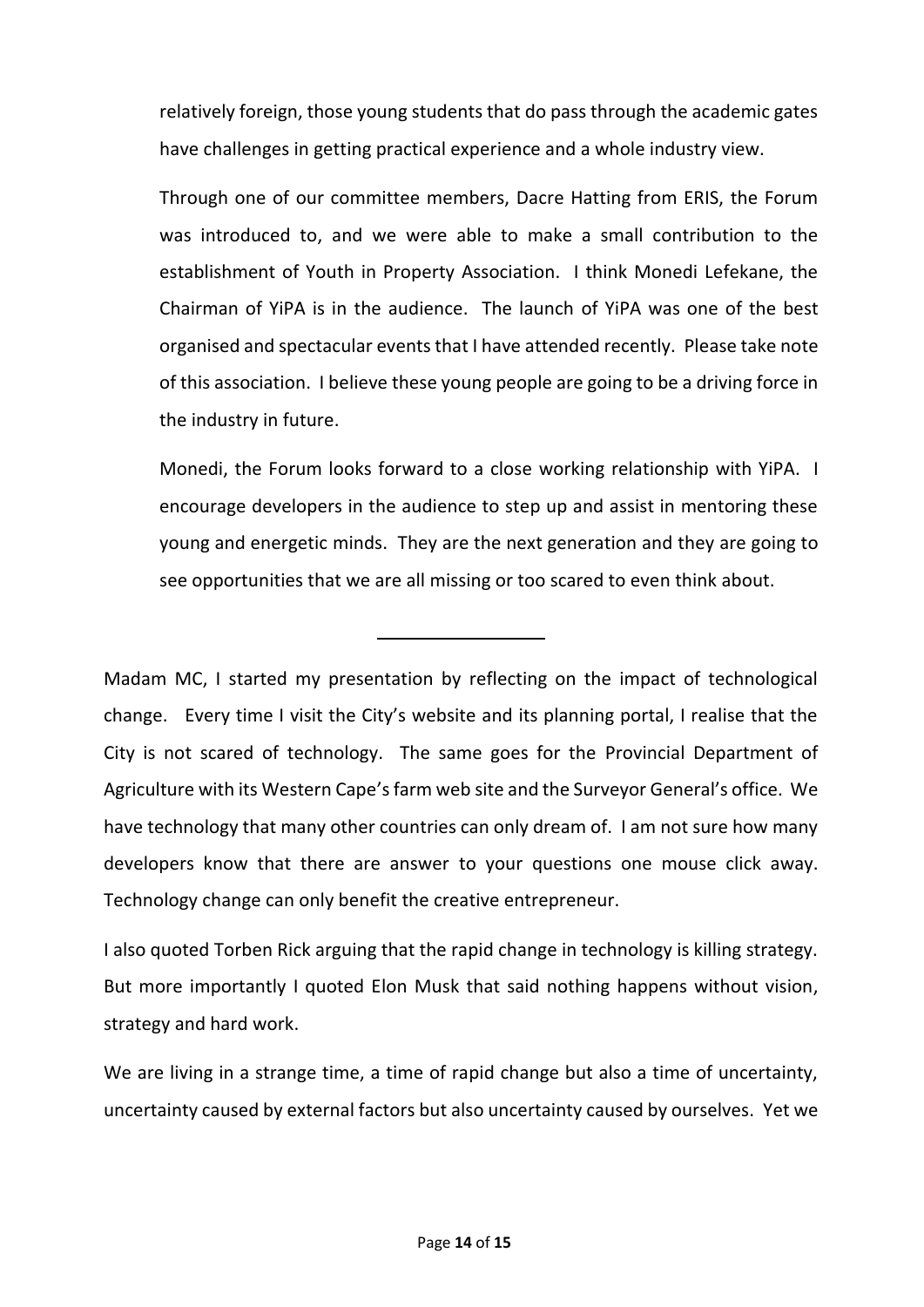relatively foreign, those young students that do pass through the academic gates have challenges in getting practical experience and a whole industry view.

Through one of our committee members, Dacre Hatting from ERIS, the Forum was introduced to, and we were able to make a small contribution to the establishment of Youth in Property Association. I think Monedi Lefekane, the Chairman of YiPA is in the audience. The launch of YiPA was one of the best organised and spectacular events that I have attended recently. Please take note of this association. I believe these young people are going to be a driving force in the industry in future.

Monedi, the Forum looks forward to a close working relationship with YiPA. I encourage developers in the audience to step up and assist in mentoring these young and energetic minds. They are the next generation and they are going to see opportunities that we are all missing or too scared to even think about.

---

Madam MC, I started my presentation by reflecting on the impact of technological change. Every time I visit the City's website and its planning portal, I realise that the City is not scared of technology. The same goes for the Provincial Department of Agriculture with its Western Cape's farm web site and the Surveyor General's office. We have technology that many other countries can only dream of. I am not sure how many developers know that there are answer to your questions one mouse click away. Technology change can only benefit the creative entrepreneur.

I also quoted Torben Rick arguing that the rapid change in technology is killing strategy. But more importantly I quoted Elon Musk that said nothing happens without vision, strategy and hard work.

We are living in a strange time, a time of rapid change but also a time of uncertainty, uncertainty caused by external factors but also uncertainty caused by ourselves. Yet we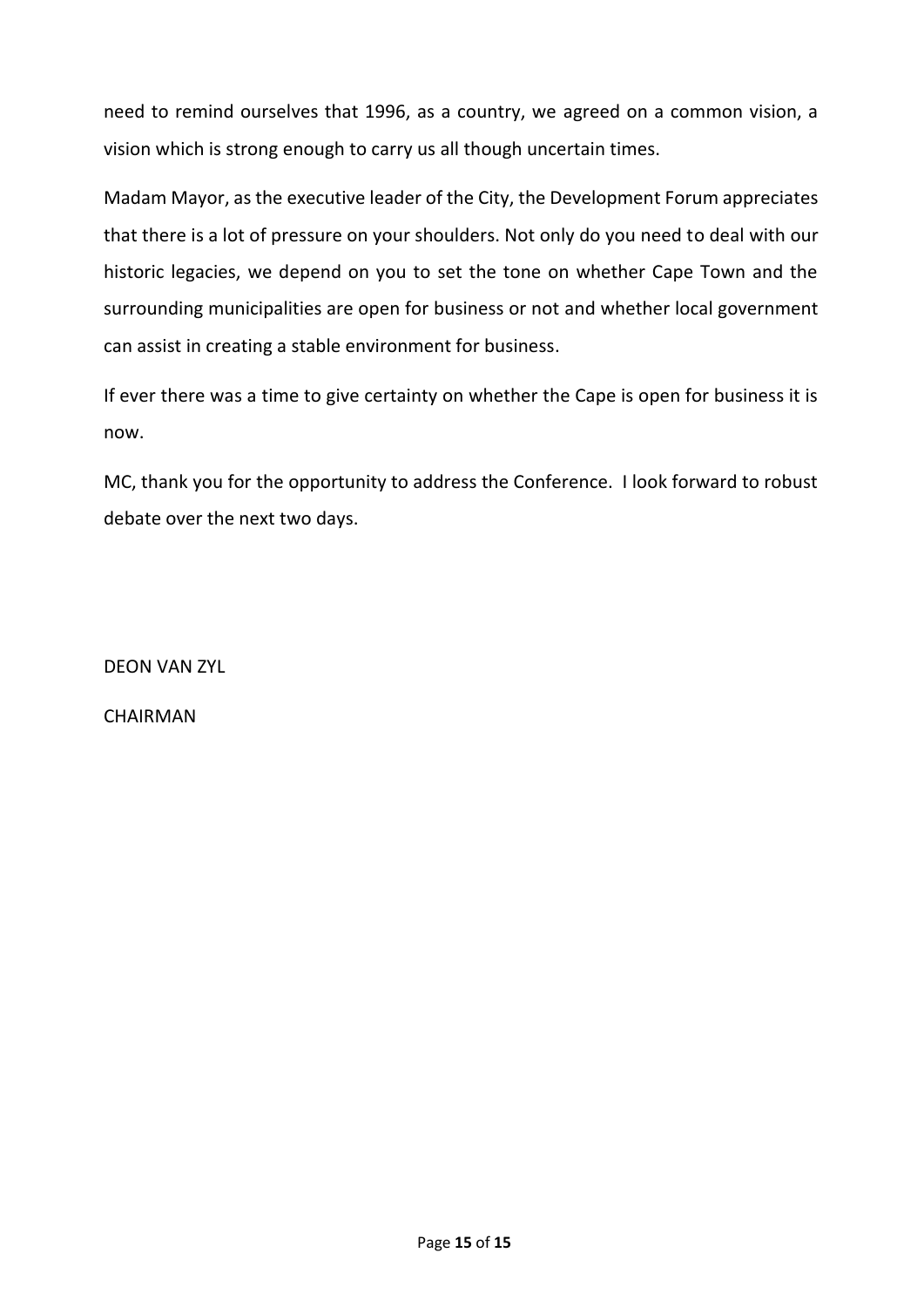need to remind ourselves that 1996, as a country, we agreed on a common vision, a vision which is strong enough to carry us all though uncertain times.

Madam Mayor, as the executive leader of the City, the Development Forum appreciates that there is a lot of pressure on your shoulders. Not only do you need to deal with our historic legacies, we depend on you to set the tone on whether Cape Town and the surrounding municipalities are open for business or not and whether local government can assist in creating a stable environment for business.

If ever there was a time to give certainty on whether the Cape is open for business it is now.

MC, thank you for the opportunity to address the Conference. I look forward to robust debate over the next two days.

DEON VAN ZYL

CHAIRMAN